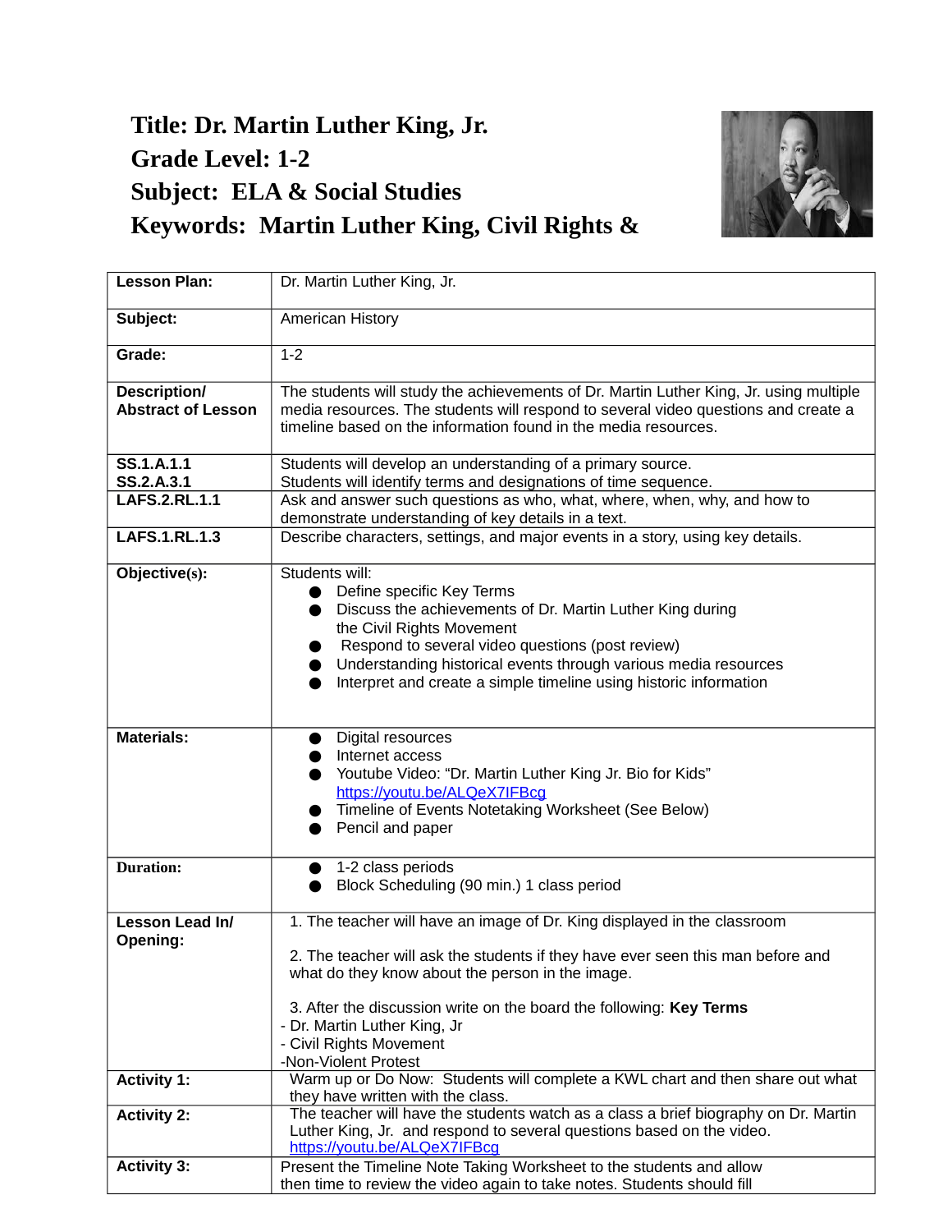# Title: Dr. Martin Luther King, Jr.
# Grade Level: 1-2
# Subject: ELA & Social Studies
# Keywords: Martin Luther King, Civil Rights &

| **Lesson Plan:** | Dr. Martin Luther King, Jr. |
|---|---|
| **Subject:** | American History |
| **Grade:** | 1-2 |
| **Description/ Abstract of Lesson** | The students will study the achievements of Dr. Martin Luther King, Jr. using multiple media resources. The students will respond to several video questions and create a timeline based on the information found in the media resources. |
| **SS.1.A.1.1** **SS.2.A.3.1** | Students will develop an understanding of a primary source. Students will identify terms and designations of time sequence. |
| **LAFS.2.RL.1.1** | Ask and answer such questions as who, what, where, when, why, and how to demonstrate understanding of key details in a text. |
| **LAFS.1.RL.1.3** | Describe characters, settings, and major events in a story, using key details. |
| **Objective(s):** | Students will:<br>● Define specific Key Terms<br>● Discuss the achievements of Dr. Martin Luther King during the Civil Rights Movement<br>● Respond to several video questions (post review)<br>● Understanding historical events through various media resources<br>● Interpret and create a simple timeline using historic information |
| **Materials:** | ● Digital resources<br>● Internet access<br>● Youtube Video: "Dr. Martin Luther King Jr. Bio for Kids" https://youtu.be/ALQeX7IFBcg<br>● Timeline of Events Notetaking Worksheet (See Below)<br>● Pencil and paper |
| **Duration:** | ● 1-2 class periods<br>● Block Scheduling (90 min.) 1 class period |
| **Lesson Lead In/ Opening:** | 1. The teacher will have an image of Dr. King displayed in the classroom<br><br>2. The teacher will ask the students if they have ever seen this man before and what do they know about the person in the image.<br><br>3. After the discussion write on the board the following: **Key Terms**<br>- Dr. Martin Luther King, Jr<br>- Civil Rights Movement<br>-Non-Violent Protest |
| **Activity 1:** | Warm up or Do Now: Students will complete a KWL chart and then share out what they have written with the class. |
| **Activity 2:** | The teacher will have the students watch as a class a brief biography on Dr. Martin Luther King, Jr. and respond to several questions based on the video. https://youtu.be/ALQeX7IFBcg |
| **Activity 3:** | Present the Timeline Note Taking Worksheet to the students and allow then time to review the video again to take notes. Students should fill |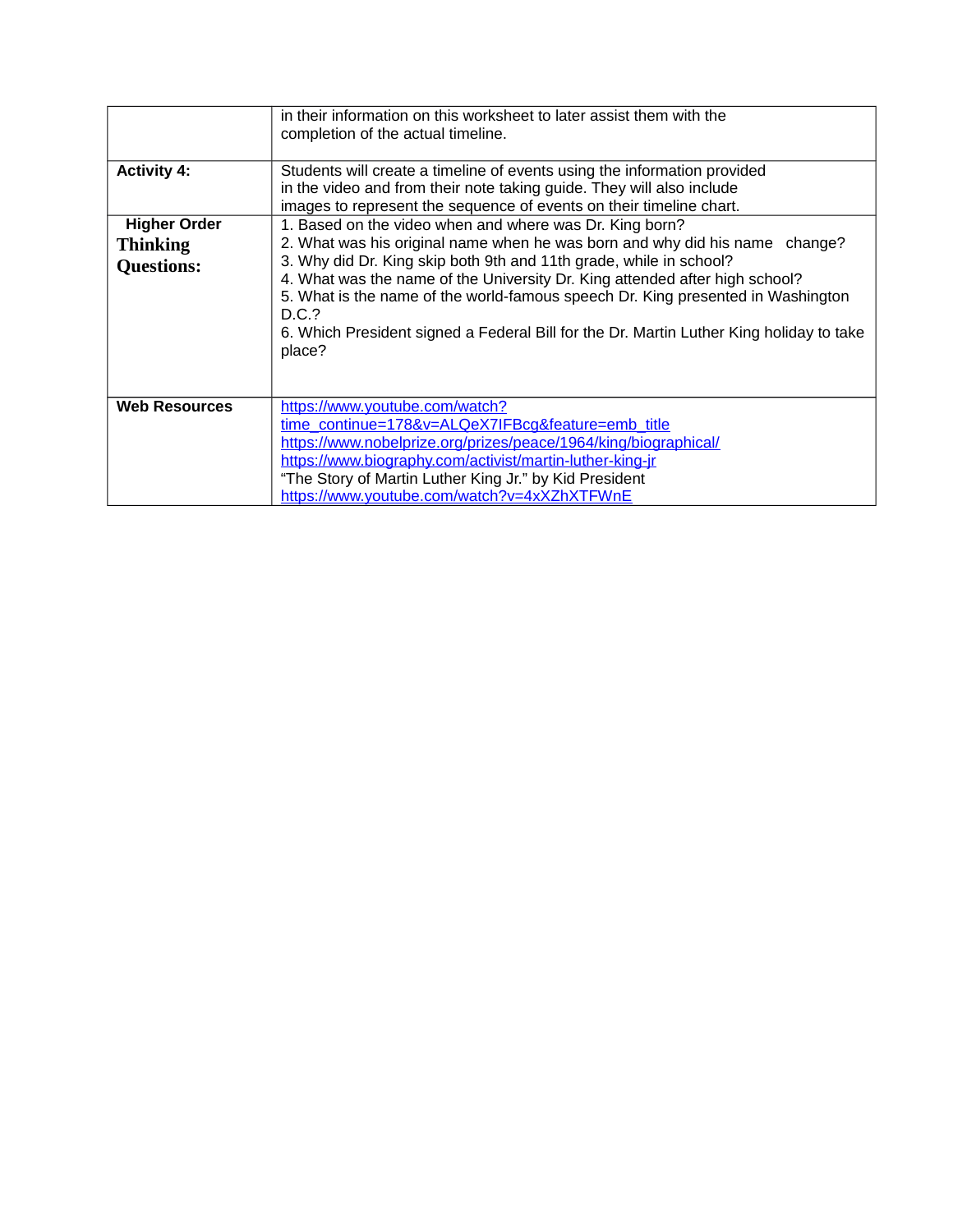| | |
|---|---|
| | in their information on this worksheet to later assist them with the completion of the actual timeline. |
| **Activity 4:** | Students will create a timeline of events using the information provided in the video and from their note taking guide. They will also include images to represent the sequence of events on their timeline chart. |
| **Higher Order Thinking Questions:** | 1. Based on the video when and where was Dr. King born?<br>2. What was his original name when he was born and why did his name change?<br>3. Why did Dr. King skip both 9th and 11th grade, while in school?<br>4. What was the name of the University Dr. King attended after high school?<br>5. What is the name of the world-famous speech Dr. King presented in Washington D.C.?<br>6. Which President signed a Federal Bill for the Dr. Martin Luther King holiday to take place? |
| **Web Resources** | https://www.youtube.com/watch?time_continue=178&v=ALQeX7IFBcg&feature=emb_title<br>https://www.nobelprize.org/prizes/peace/1964/king/biographical/<br>https://www.biography.com/activist/martin-luther-king-jr<br>"The Story of Martin Luther King Jr." by Kid President<br>https://www.youtube.com/watch?v=4xXZhXTFWnE |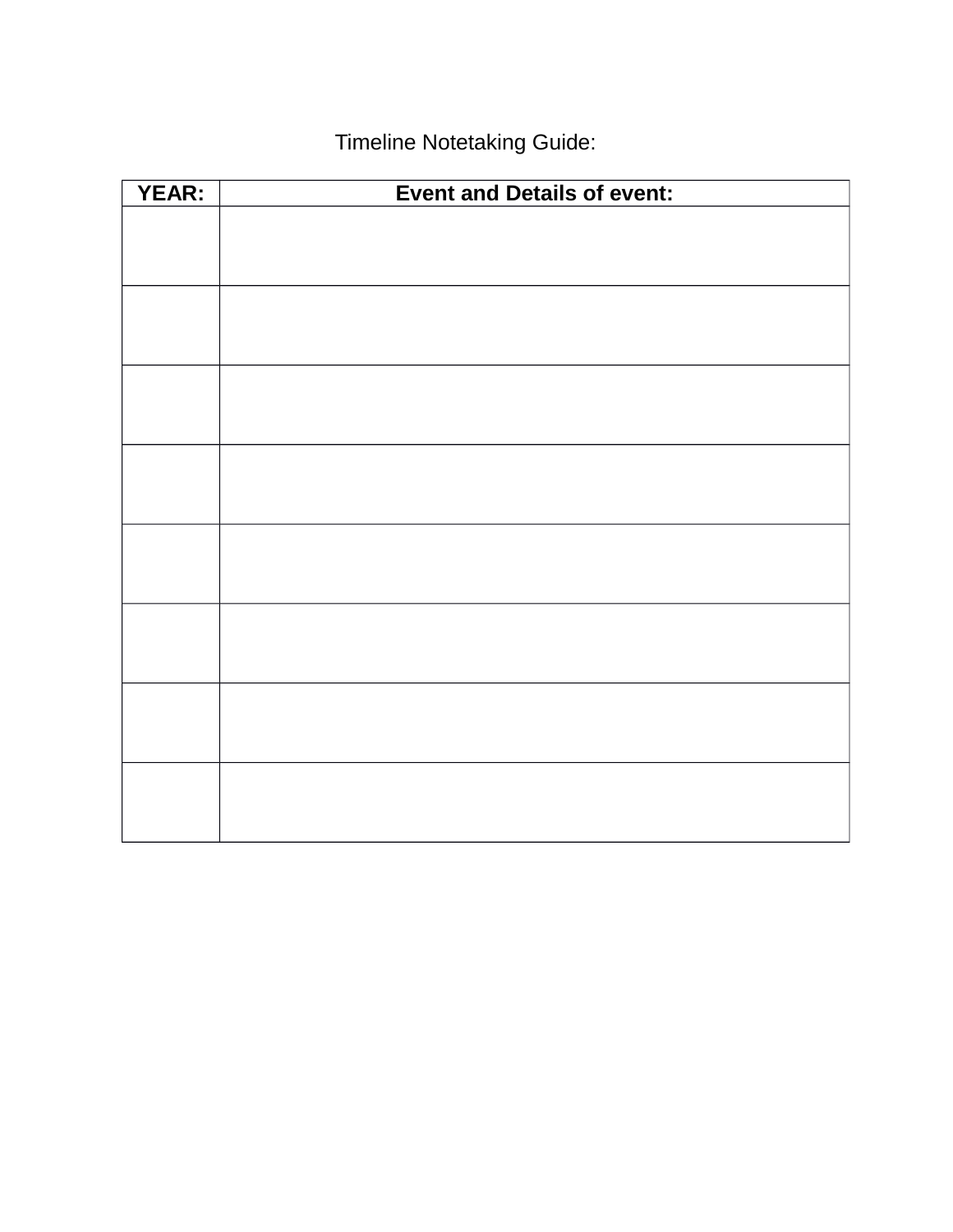Timeline Notetaking Guide:

| YEAR: | Event and Details of event: |
| --- | --- |
| | |
| | |
| | |
| | |
| | |
| | |
| | |
| | |